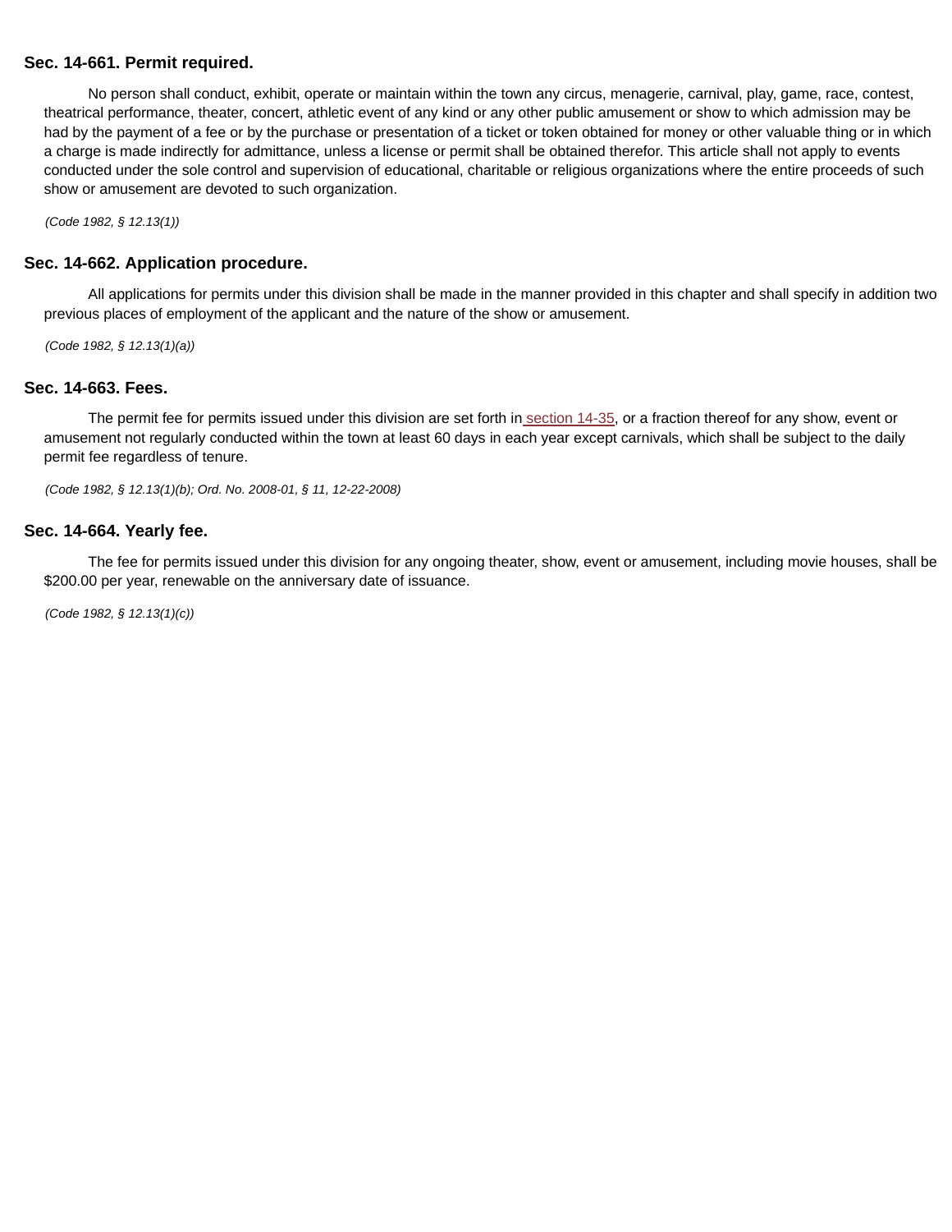### Sec. 14-661. Permit required.

No person shall conduct, exhibit, operate or maintain within the town any circus, menagerie, carnival, play, game, race, contest, theatrical performance, theater, concert, athletic event of any kind or any other public amusement or show to which admission may be had by the payment of a fee or by the purchase or presentation of a ticket or token obtained for money or other valuable thing or in which a charge is made indirectly for admittance, unless a license or permit shall be obtained therefor. This article shall not apply to events conducted under the sole control and supervision of educational, charitable or religious organizations where the entire proceeds of such show or amusement are devoted to such organization.

*(Code 1982, § 12.13(1))*

### Sec. 14-662. Application procedure.

All applications for permits under this division shall be made in the manner provided in this chapter and shall specify in addition two previous places of employment of the applicant and the nature of the show or amusement.

*(Code 1982, § 12.13(1)(a))*

### Sec. 14-663. Fees.

The permit fee for permits issued under this division are set forth in section 14-35, or a fraction thereof for any show, event or amusement not regularly conducted within the town at least 60 days in each year except carnivals, which shall be subject to the daily permit fee regardless of tenure.

*(Code 1982, § 12.13(1)(b); Ord. No. 2008-01, § 11, 12-22-2008)*

### Sec. 14-664. Yearly fee.

The fee for permits issued under this division for any ongoing theater, show, event or amusement, including movie houses, shall be $200.00 per year, renewable on the anniversary date of issuance.

*(Code 1982, § 12.13(1)(c))*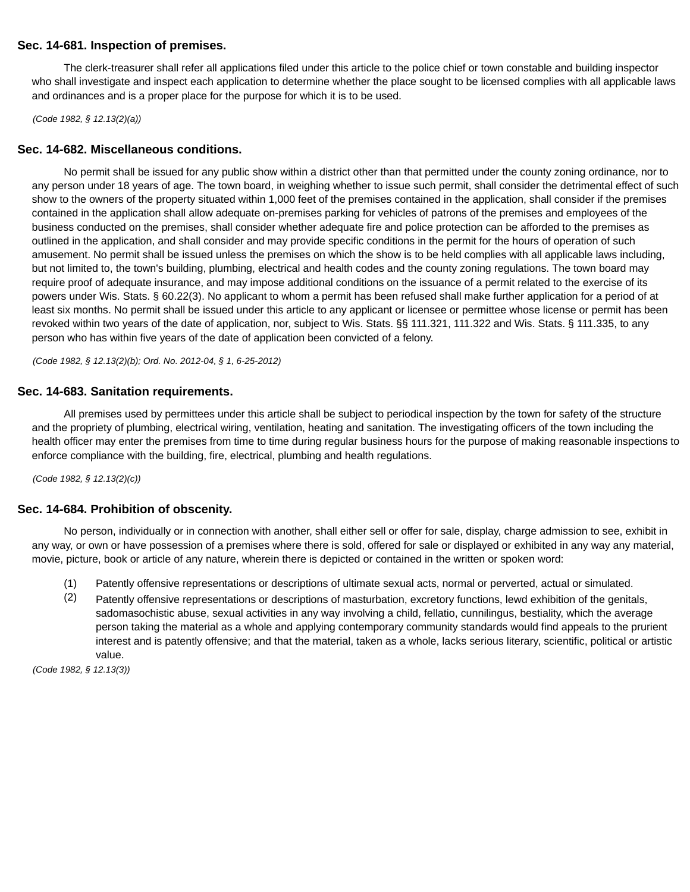### Sec. 14-681. Inspection of premises.

The clerk-treasurer shall refer all applications filed under this article to the police chief or town constable and building inspector who shall investigate and inspect each application to determine whether the place sought to be licensed complies with all applicable laws and ordinances and is a proper place for the purpose for which it is to be used.

*(Code 1982, § 12.13(2)(a))*

### Sec. 14-682. Miscellaneous conditions.

No permit shall be issued for any public show within a district other than that permitted under the county zoning ordinance, nor to any person under 18 years of age. The town board, in weighing whether to issue such permit, shall consider the detrimental effect of such show to the owners of the property situated within 1,000 feet of the premises contained in the application, shall consider if the premises contained in the application shall allow adequate on-premises parking for vehicles of patrons of the premises and employees of the business conducted on the premises, shall consider whether adequate fire and police protection can be afforded to the premises as outlined in the application, and shall consider and may provide specific conditions in the permit for the hours of operation of such amusement. No permit shall be issued unless the premises on which the show is to be held complies with all applicable laws including, but not limited to, the town's building, plumbing, electrical and health codes and the county zoning regulations. The town board may require proof of adequate insurance, and may impose additional conditions on the issuance of a permit related to the exercise of its powers under Wis. Stats. § 60.22(3). No applicant to whom a permit has been refused shall make further application for a period of at least six months. No permit shall be issued under this article to any applicant or licensee or permittee whose license or permit has been revoked within two years of the date of application, nor, subject to Wis. Stats. §§ 111.321, 111.322 and Wis. Stats. § 111.335, to any person who has within five years of the date of application been convicted of a felony.

*(Code 1982, § 12.13(2)(b); Ord. No. 2012-04, § 1, 6-25-2012)*

### Sec. 14-683. Sanitation requirements.

All premises used by permittees under this article shall be subject to periodical inspection by the town for safety of the structure and the propriety of plumbing, electrical wiring, ventilation, heating and sanitation. The investigating officers of the town including the health officer may enter the premises from time to time during regular business hours for the purpose of making reasonable inspections to enforce compliance with the building, fire, electrical, plumbing and health regulations.

*(Code 1982, § 12.13(2)(c))*

### Sec. 14-684. Prohibition of obscenity.

No person, individually or in connection with another, shall either sell or offer for sale, display, charge admission to see, exhibit in any way, or own or have possession of a premises where there is sold, offered for sale or displayed or exhibited in any way any material, movie, picture, book or article of any nature, wherein there is depicted or contained in the written or spoken word:

(1) Patently offensive representations or descriptions of ultimate sexual acts, normal or perverted, actual or simulated.

(2) Patently offensive representations or descriptions of masturbation, excretory functions, lewd exhibition of the genitals, sadomasochistic abuse, sexual activities in any way involving a child, fellatio, cunnilingus, bestiality, which the average person taking the material as a whole and applying contemporary community standards would find appeals to the prurient interest and is patently offensive; and that the material, taken as a whole, lacks serious literary, scientific, political or artistic value.

*(Code 1982, § 12.13(3))*